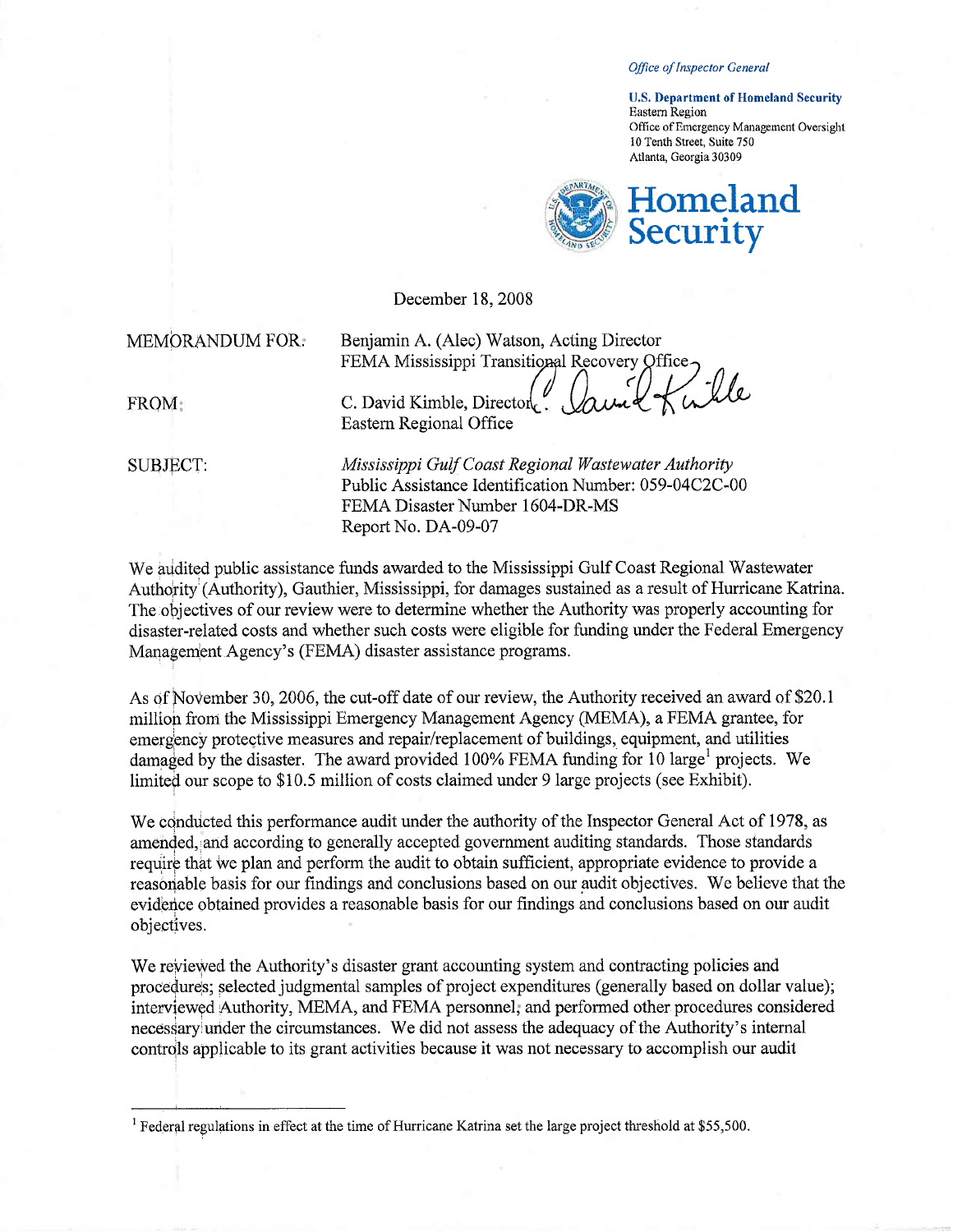*Office of Inspector General*

**U.S. Department of Homeland Security**
Eastern Region
Office of Emergency Management Oversight
10 Tenth Street, Suite 750
Atlanta, Georgia 30309

**Homeland Security**

December 18, 2008

MEMORANDUM FOR: Benjamin A. (Alec) Watson, Acting Director
FEMA Mississippi Transitional Recovery Office

FROM: C. David Kimble, Director
Eastern Regional Office

SUBJECT: *Mississippi Gulf Coast Regional Wastewater Authority*
Public Assistance Identification Number: 059-04C2C-00
FEMA Disaster Number 1604-DR-MS
Report No. DA-09-07

We audited public assistance funds awarded to the Mississippi Gulf Coast Regional Wastewater Authority (Authority), Gauthier, Mississippi, for damages sustained as a result of Hurricane Katrina. The objectives of our review were to determine whether the Authority was properly accounting for disaster-related costs and whether such costs were eligible for funding under the Federal Emergency Management Agency's (FEMA) disaster assistance programs.

As of November 30, 2006, the cut-off date of our review, the Authority received an award of $20.1 million from the Mississippi Emergency Management Agency (MEMA), a FEMA grantee, for emergency protective measures and repair/replacement of buildings, equipment, and utilities damaged by the disaster. The award provided 100% FEMA funding for 10 large[1] projects. We limited our scope to $10.5 million of costs claimed under 9 large projects (see Exhibit).

We conducted this performance audit under the authority of the Inspector General Act of 1978, as amended, and according to generally accepted government auditing standards. Those standards require that we plan and perform the audit to obtain sufficient, appropriate evidence to provide a reasonable basis for our findings and conclusions based on our audit objectives. We believe that the evidence obtained provides a reasonable basis for our findings and conclusions based on our audit objectives.

We reviewed the Authority's disaster grant accounting system and contracting policies and procedures; selected judgmental samples of project expenditures (generally based on dollar value); interviewed Authority, MEMA, and FEMA personnel; and performed other procedures considered necessary under the circumstances. We did not assess the adequacy of the Authority's internal controls applicable to its grant activities because it was not necessary to accomplish our audit

---

[1] Federal regulations in effect at the time of Hurricane Katrina set the large project threshold at $55,500.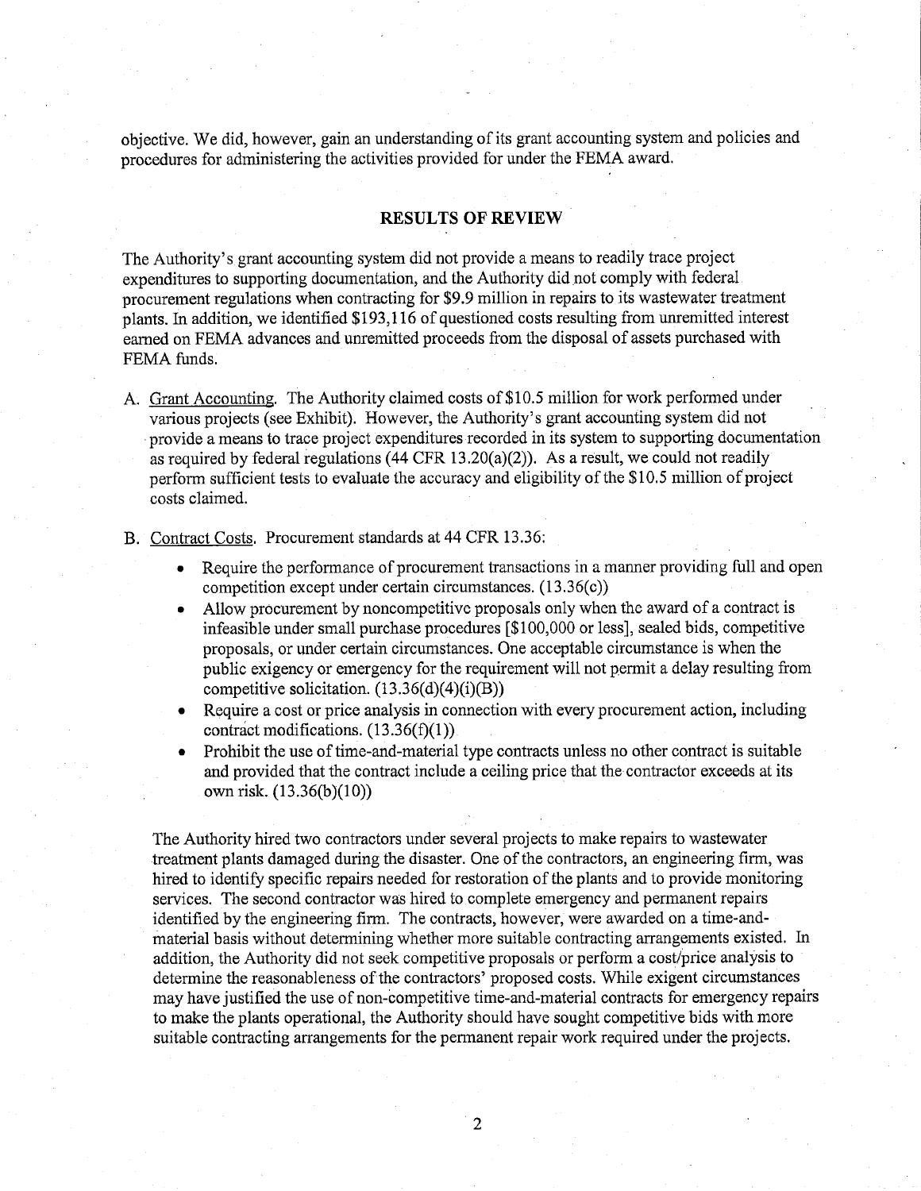objective. We did, however, gain an understanding of its grant accounting system and policies and procedures for administering the activities provided for under the FEMA award.

## RESULTS OF REVIEW

The Authority's grant accounting system did not provide a means to readily trace project expenditures to supporting documentation, and the Authority did not comply with federal procurement regulations when contracting for $9.9 million in repairs to its wastewater treatment plants. In addition, we identified $193,116 of questioned costs resulting from unremitted interest earned on FEMA advances and unremitted proceeds from the disposal of assets purchased with FEMA funds.

A. Grant Accounting. The Authority claimed costs of $10.5 million for work performed under various projects (see Exhibit). However, the Authority's grant accounting system did not provide a means to trace project expenditures recorded in its system to supporting documentation as required by federal regulations (44 CFR 13.20(a)(2)). As a result, we could not readily perform sufficient tests to evaluate the accuracy and eligibility of the $10.5 million of project costs claimed.

B. Contract Costs. Procurement standards at 44 CFR 13.36:

- Require the performance of procurement transactions in a manner providing full and open competition except under certain circumstances. (13.36(c))
- Allow procurement by noncompetitive proposals only when the award of a contract is infeasible under small purchase procedures [$100,000 or less], sealed bids, competitive proposals, or under certain circumstances. One acceptable circumstance is when the public exigency or emergency for the requirement will not permit a delay resulting from competitive solicitation. (13.36(d)(4)(i)(B))
- Require a cost or price analysis in connection with every procurement action, including contract modifications. (13.36(f)(1))
- Prohibit the use of time-and-material type contracts unless no other contract is suitable and provided that the contract include a ceiling price that the contractor exceeds at its own risk. (13.36(b)(10))

The Authority hired two contractors under several projects to make repairs to wastewater treatment plants damaged during the disaster. One of the contractors, an engineering firm, was hired to identify specific repairs needed for restoration of the plants and to provide monitoring services. The second contractor was hired to complete emergency and permanent repairs identified by the engineering firm. The contracts, however, were awarded on a time-and-material basis without determining whether more suitable contracting arrangements existed. In addition, the Authority did not seek competitive proposals or perform a cost/price analysis to determine the reasonableness of the contractors' proposed costs. While exigent circumstances may have justified the use of non-competitive time-and-material contracts for emergency repairs to make the plants operational, the Authority should have sought competitive bids with more suitable contracting arrangements for the permanent repair work required under the projects.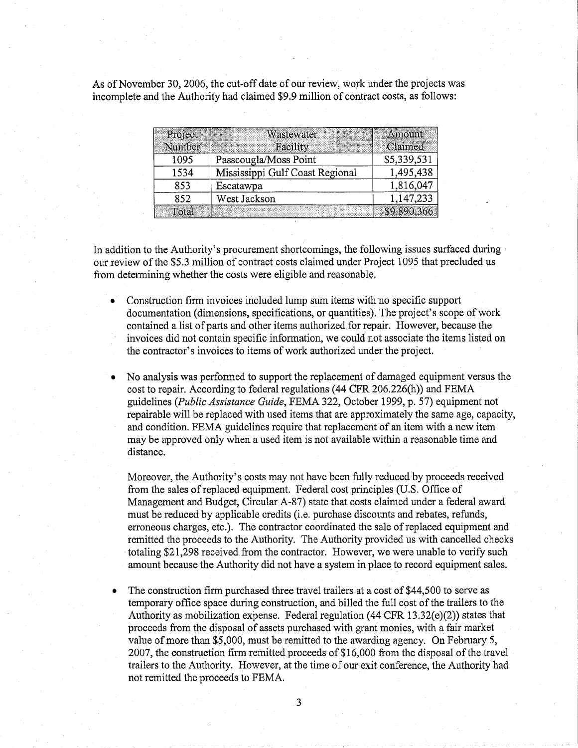As of November 30, 2006, the cut-off date of our review, work under the projects was incomplete and the Authority had claimed $9.9 million of contract costs, as follows:

| Project Number | Wastewater Facility | Amount Claimed |
|---|---|---|
| 1095 | Passcougla/Moss Point | $5,339,531 |
| 1534 | Mississippi Gulf Coast Regional | 1,495,438 |
| 853 | Escatawpa | 1,816,047 |
| 852 | West Jackson | 1,147,233 |
| Total | | $9,890,366 |

In addition to the Authority's procurement shortcomings, the following issues surfaced during our review of the $5.3 million of contract costs claimed under Project 1095 that precluded us from determining whether the costs were eligible and reasonable.

- Construction firm invoices included lump sum items with no specific support documentation (dimensions, specifications, or quantities). The project's scope of work contained a list of parts and other items authorized for repair. However, because the invoices did not contain specific information, we could not associate the items listed on the contractor's invoices to items of work authorized under the project.

- No analysis was performed to support the replacement of damaged equipment versus the cost to repair. According to federal regulations (44 CFR 206.226(h)) and FEMA guidelines (*Public Assistance Guide*, FEMA 322, October 1999, p. 57) equipment not repairable will be replaced with used items that are approximately the same age, capacity, and condition. FEMA guidelines require that replacement of an item with a new item may be approved only when a used item is not available within a reasonable time and distance.

  Moreover, the Authority's costs may not have been fully reduced by proceeds received from the sales of replaced equipment. Federal cost principles (U.S. Office of Management and Budget, Circular A-87) state that costs claimed under a federal award must be reduced by applicable credits (i.e. purchase discounts and rebates, refunds, erroneous charges, etc.). The contractor coordinated the sale of replaced equipment and remitted the proceeds to the Authority. The Authority provided us with cancelled checks totaling $21,298 received from the contractor. However, we were unable to verify such amount because the Authority did not have a system in place to record equipment sales.

- The construction firm purchased three travel trailers at a cost of $44,500 to serve as temporary office space during construction, and billed the full cost of the trailers to the Authority as mobilization expense. Federal regulation (44 CFR 13.32(e)(2)) states that proceeds from the disposal of assets purchased with grant monies, with a fair market value of more than $5,000, must be remitted to the awarding agency. On February 5, 2007, the construction firm remitted proceeds of $16,000 from the disposal of the travel trailers to the Authority. However, at the time of our exit conference, the Authority had not remitted the proceeds to FEMA.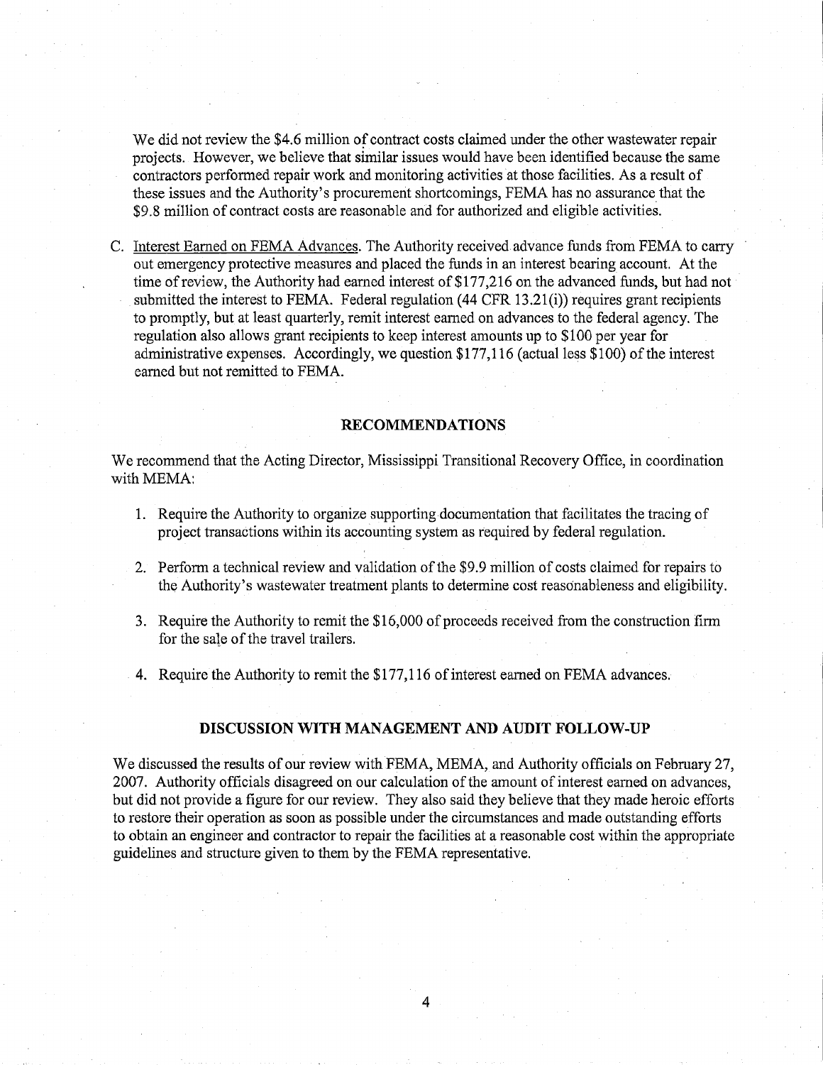We did not review the $4.6 million of contract costs claimed under the other wastewater repair projects. However, we believe that similar issues would have been identified because the same contractors performed repair work and monitoring activities at those facilities. As a result of these issues and the Authority's procurement shortcomings, FEMA has no assurance that the $9.8 million of contract costs are reasonable and for authorized and eligible activities.

C. Interest Earned on FEMA Advances. The Authority received advance funds from FEMA to carry out emergency protective measures and placed the funds in an interest bearing account. At the time of review, the Authority had earned interest of $177,216 on the advanced funds, but had not submitted the interest to FEMA. Federal regulation (44 CFR 13.21(i)) requires grant recipients to promptly, but at least quarterly, remit interest earned on advances to the federal agency. The regulation also allows grant recipients to keep interest amounts up to $100 per year for administrative expenses. Accordingly, we question $177,116 (actual less $100) of the interest earned but not remitted to FEMA.

## RECOMMENDATIONS

We recommend that the Acting Director, Mississippi Transitional Recovery Office, in coordination with MEMA:

1. Require the Authority to organize supporting documentation that facilitates the tracing of project transactions within its accounting system as required by federal regulation.
2. Perform a technical review and validation of the $9.9 million of costs claimed for repairs to the Authority's wastewater treatment plants to determine cost reasonableness and eligibility.
3. Require the Authority to remit the $16,000 of proceeds received from the construction firm for the sale of the travel trailers.
4. Require the Authority to remit the $177,116 of interest earned on FEMA advances.

## DISCUSSION WITH MANAGEMENT AND AUDIT FOLLOW-UP

We discussed the results of our review with FEMA, MEMA, and Authority officials on February 27, 2007. Authority officials disagreed on our calculation of the amount of interest earned on advances, but did not provide a figure for our review. They also said they believe that they made heroic efforts to restore their operation as soon as possible under the circumstances and made outstanding efforts to obtain an engineer and contractor to repair the facilities at a reasonable cost within the appropriate guidelines and structure given to them by the FEMA representative.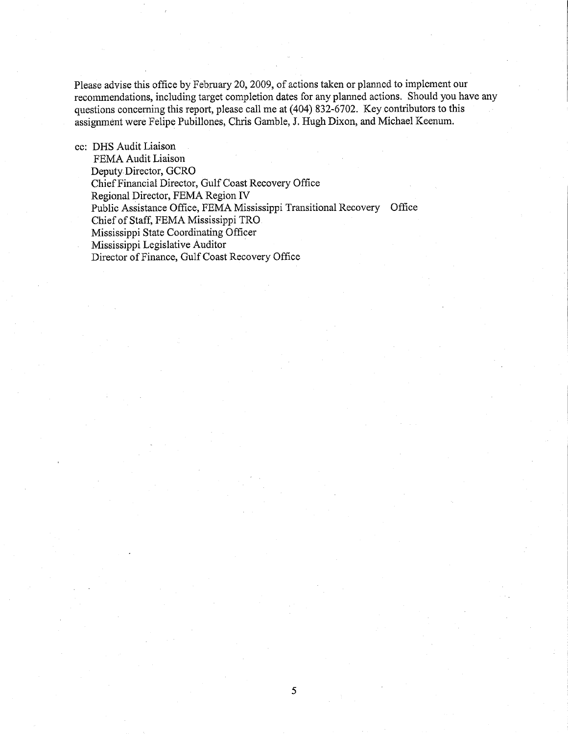Please advise this office by February 20, 2009, of actions taken or planned to implement our recommendations, including target completion dates for any planned actions. Should you have any questions concerning this report, please call me at (404) 832-6702. Key contributors to this assignment were Felipe Pubillones, Chris Gamble, J. Hugh Dixon, and Michael Keenum.

cc: DHS Audit Liaison
FEMA Audit Liaison
Deputy Director, GCRO
Chief Financial Director, Gulf Coast Recovery Office
Regional Director, FEMA Region IV
Public Assistance Office, FEMA Mississippi Transitional Recovery Office
Chief of Staff, FEMA Mississippi TRO
Mississippi State Coordinating Officer
Mississippi Legislative Auditor
Director of Finance, Gulf Coast Recovery Office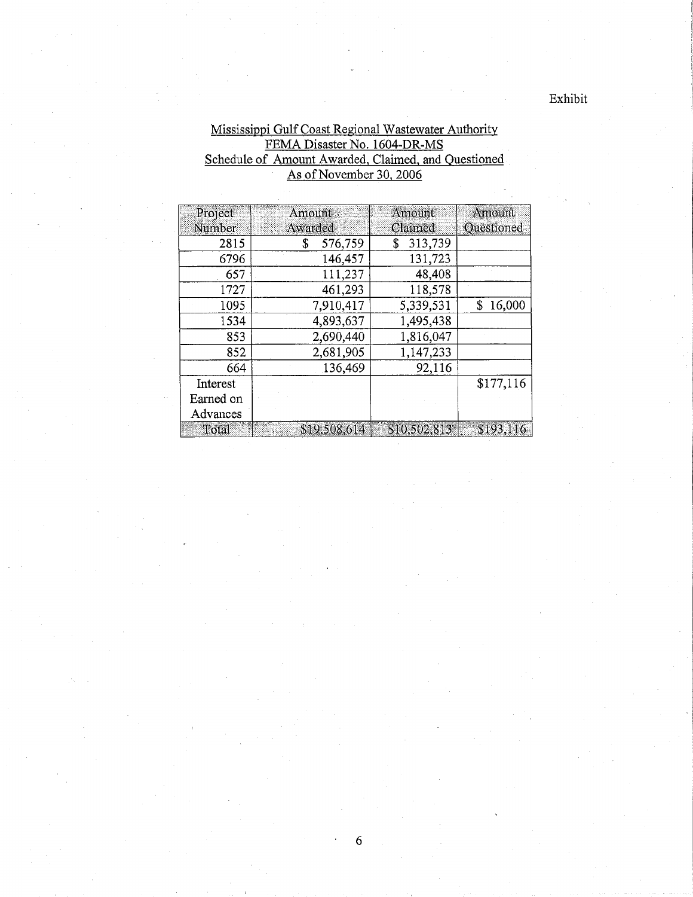Exhibit

Mississippi Gulf Coast Regional Wastewater Authority
FEMA Disaster No. 1604-DR-MS
Schedule of Amount Awarded, Claimed, and Questioned
As of November 30, 2006

| Project Number | Amount Awarded | Amount Claimed | Amount Questioned |
|---|---|---|---|
| 2815 | $ 576,759 | $ 313,739 | |
| 6796 | 146,457 | 131,723 | |
| 657 | 111,237 | 48,408 | |
| 1727 | 461,293 | 118,578 | |
| 1095 | 7,910,417 | 5,339,531 | $ 16,000 |
| 1534 | 4,893,637 | 1,495,438 | |
| 853 | 2,690,440 | 1,816,047 | |
| 852 | 2,681,905 | 1,147,233 | |
| 664 | 136,469 | 92,116 | |
| Interest Earned on Advances | | | $177,116 |
| Total | $19,508,614 | $10,502,813 | $193,116 |